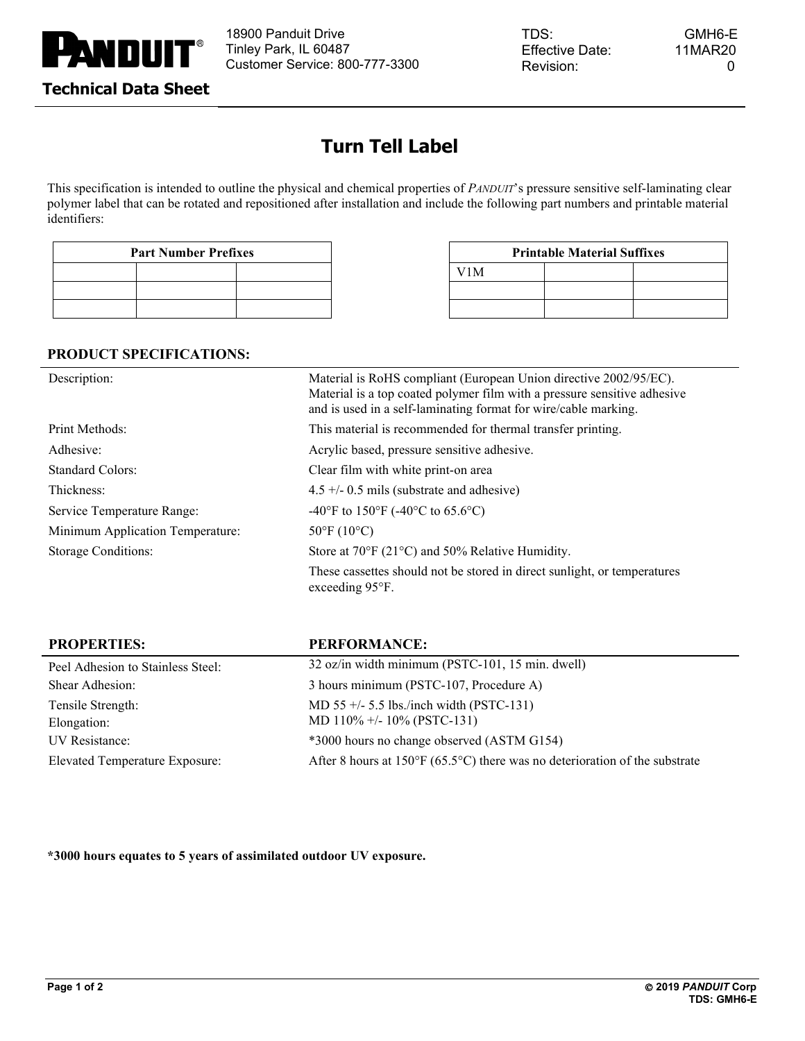PANDUIT®

18900 Panduit Drive
Tinley Park, IL 60487
Customer Service: 800-777-3300

TDS: GMH6-E
Effective Date: 11MAR20
Revision: 0

**Technical Data Sheet**

# Turn Tell Label

This specification is intended to outline the physical and chemical properties of *PANDUIT*'s pressure sensitive self-laminating clear polymer label that can be rotated and repositioned after installation and include the following part numbers and printable material identifiers:

| Part Number Prefixes | | |
|---|---|---|
| | | |
| | | |
| | | |

| Printable Material Suffixes | | |
|---|---|---|
| V1M | | |
| | | |
| | | |

## PRODUCT SPECIFICATIONS:

| | |
|---|---|
| Description: | Material is RoHS compliant (European Union directive 2002/95/EC). Material is a top coated polymer film with a pressure sensitive adhesive and is used in a self-laminating format for wire/cable marking. |
| Print Methods: | This material is recommended for thermal transfer printing. |
| Adhesive: | Acrylic based, pressure sensitive adhesive. |
| Standard Colors: | Clear film with white print-on area |
| Thickness: | 4.5 +/- 0.5 mils (substrate and adhesive) |
| Service Temperature Range: | -40°F to 150°F (-40°C to 65.6°C) |
| Minimum Application Temperature: | 50°F (10°C) |
| Storage Conditions: | Store at 70°F (21°C) and 50% Relative Humidity. These cassettes should not be stored in direct sunlight, or temperatures exceeding 95°F. |

| PROPERTIES: | PERFORMANCE: |
|---|---|
| Peel Adhesion to Stainless Steel: | 32 oz/in width minimum (PSTC-101, 15 min. dwell) |
| Shear Adhesion: | 3 hours minimum (PSTC-107, Procedure A) |
| Tensile Strength: | MD 55 +/- 5.5 lbs./inch width (PSTC-131) |
| Elongation: | MD 110% +/- 10% (PSTC-131) |
| UV Resistance: | *3000 hours no change observed (ASTM G154) |
| Elevated Temperature Exposure: | After 8 hours at 150°F (65.5°C) there was no deterioration of the substrate |

**\*3000 hours equates to 5 years of assimilated outdoor UV exposure.**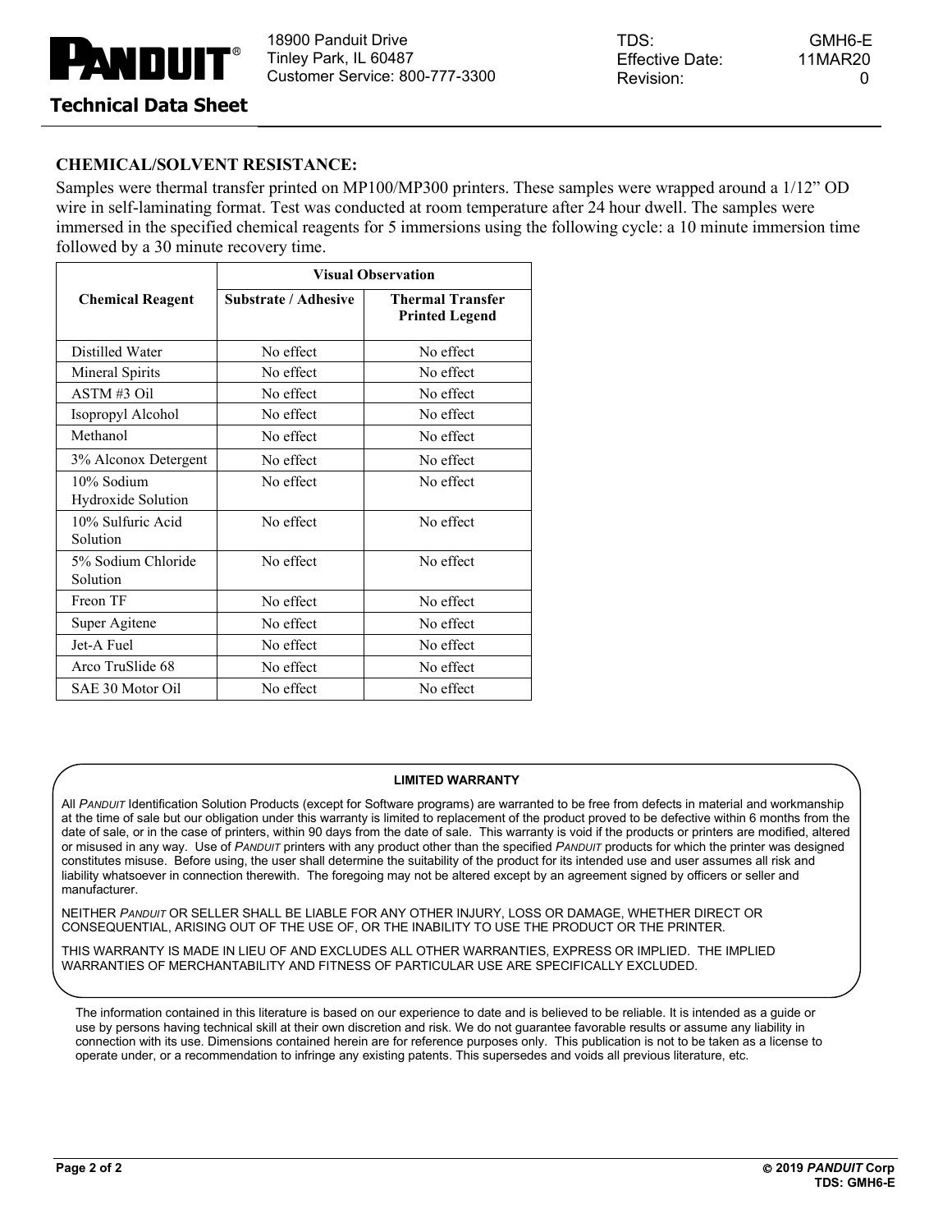## CHEMICAL/SOLVENT RESISTANCE:

Samples were thermal transfer printed on MP100/MP300 printers. These samples were wrapped around a 1/12" OD wire in self-laminating format. Test was conducted at room temperature after 24 hour dwell. The samples were immersed in the specified chemical reagents for 5 immersions using the following cycle: a 10 minute immersion time followed by a 30 minute recovery time.

| Chemical Reagent | Visual Observation | |
|---|---|---|
| | Substrate / Adhesive | Thermal Transfer Printed Legend |
| Distilled Water | No effect | No effect |
| Mineral Spirits | No effect | No effect |
| ASTM #3 Oil | No effect | No effect |
| Isopropyl Alcohol | No effect | No effect |
| Methanol | No effect | No effect |
| 3% Alconox Detergent | No effect | No effect |
| 10% Sodium Hydroxide Solution | No effect | No effect |
| 10% Sulfuric Acid Solution | No effect | No effect |
| 5% Sodium Chloride Solution | No effect | No effect |
| Freon TF | No effect | No effect |
| Super Agitene | No effect | No effect |
| Jet-A Fuel | No effect | No effect |
| Arco TruSlide 68 | No effect | No effect |
| SAE 30 Motor Oil | No effect | No effect |

**LIMITED WARRANTY**

All *PANDUIT* Identification Solution Products (except for Software programs) are warranted to be free from defects in material and workmanship at the time of sale but our obligation under this warranty is limited to replacement of the product proved to be defective within 6 months from the date of sale, or in the case of printers, within 90 days from the date of sale. This warranty is void if the products or printers are modified, altered or misused in any way. Use of *PANDUIT* printers with any product other than the specified *PANDUIT* products for which the printer was designed constitutes misuse. Before using, the user shall determine the suitability of the product for its intended use and user assumes all risk and liability whatsoever in connection therewith. The foregoing may not be altered except by an agreement signed by officers or seller and manufacturer.

NEITHER *PANDUIT* OR SELLER SHALL BE LIABLE FOR ANY OTHER INJURY, LOSS OR DAMAGE, WHETHER DIRECT OR CONSEQUENTIAL, ARISING OUT OF THE USE OF, OR THE INABILITY TO USE THE PRODUCT OR THE PRINTER.

THIS WARRANTY IS MADE IN LIEU OF AND EXCLUDES ALL OTHER WARRANTIES, EXPRESS OR IMPLIED. THE IMPLIED WARRANTIES OF MERCHANTABILITY AND FITNESS OF PARTICULAR USE ARE SPECIFICALLY EXCLUDED.

The information contained in this literature is based on our experience to date and is believed to be reliable. It is intended as a guide or use by persons having technical skill at their own discretion and risk. We do not guarantee favorable results or assume any liability in connection with its use. Dimensions contained herein are for reference purposes only. This publication is not to be taken as a license to operate under, or a recommendation to infringe any existing patents. This supersedes and voids all previous literature, etc.